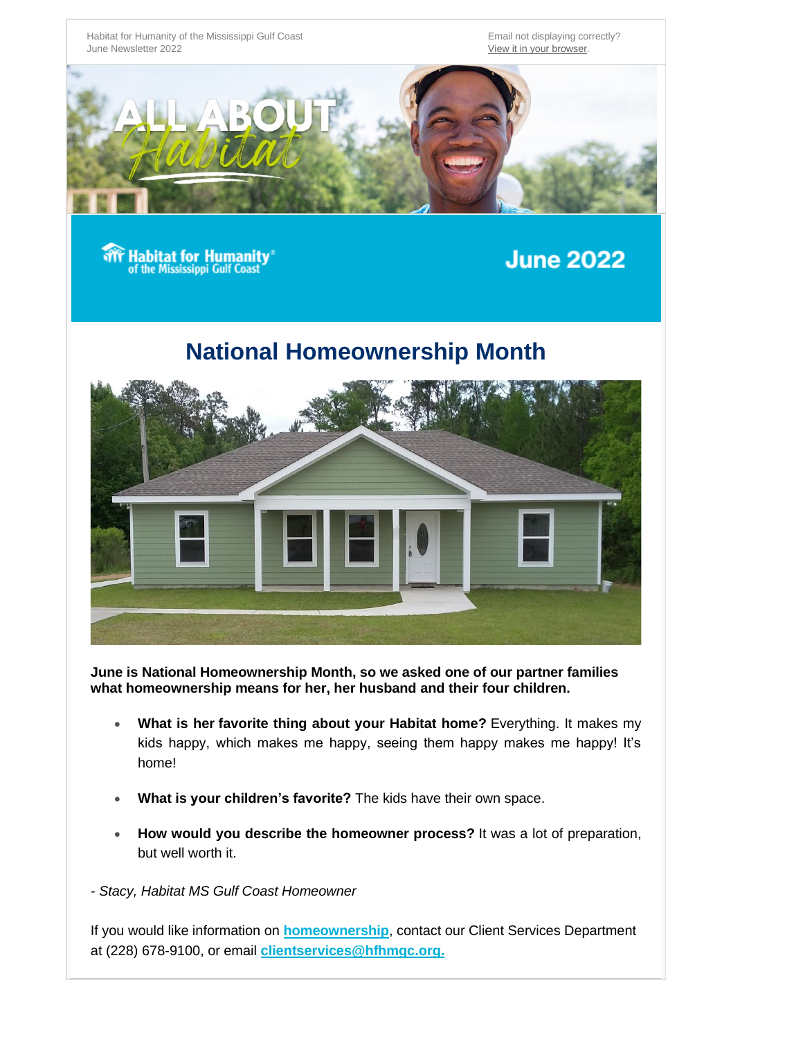Habitat for Humanity of the Mississippi Gulf Coast
June Newsletter 2022

Email not displaying correctly?
View it in your browser.

ALL ABOUT Habitat

Habitat for Humanity of the Mississippi Gulf Coast

June 2022

# National Homeownership Month

**June is National Homeownership Month, so we asked one of our partner families what homeownership means for her, her husband and their four children.**

- **What is her favorite thing about your Habitat home?** Everything. It makes my kids happy, which makes me happy, seeing them happy makes me happy! It's home!
- **What is your children's favorite?** The kids have their own space.
- **How would you describe the homeowner process?** It was a lot of preparation, but well worth it.

*- Stacy, Habitat MS Gulf Coast Homeowner*

If you would like information on **homeownership**, contact our Client Services Department at (228) 678-9100, or email **clientservices@hfhmgc.org.**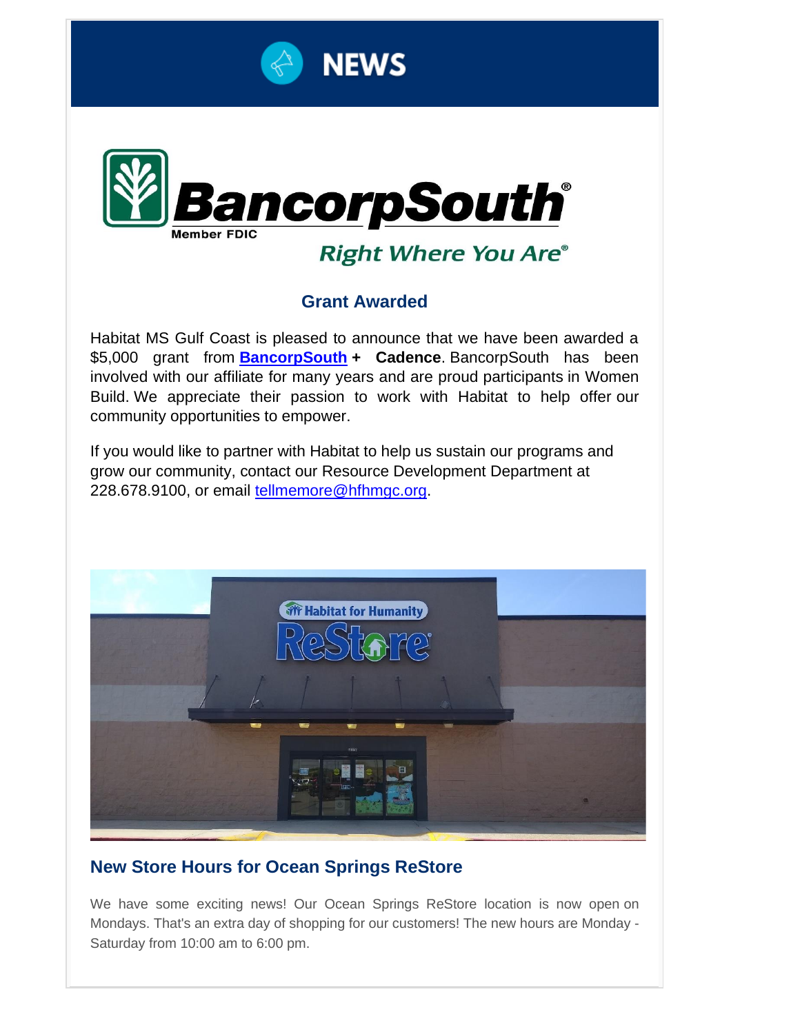# NEWS

## Grant Awarded

Habitat MS Gulf Coast is pleased to announce that we have been awarded a $5,000 grant from **BancorpSouth + Cadence**. BancorpSouth has been involved with our affiliate for many years and are proud participants in Women Build. We appreciate their passion to work with Habitat to help offer our community opportunities to empower.

If you would like to partner with Habitat to help us sustain our programs and grow our community, contact our Resource Development Department at 228.678.9100, or email tellmemore@hfhmgc.org.

## New Store Hours for Ocean Springs ReStore

We have some exciting news! Our Ocean Springs ReStore location is now open on Mondays. That's an extra day of shopping for our customers! The new hours are Monday - Saturday from 10:00 am to 6:00 pm.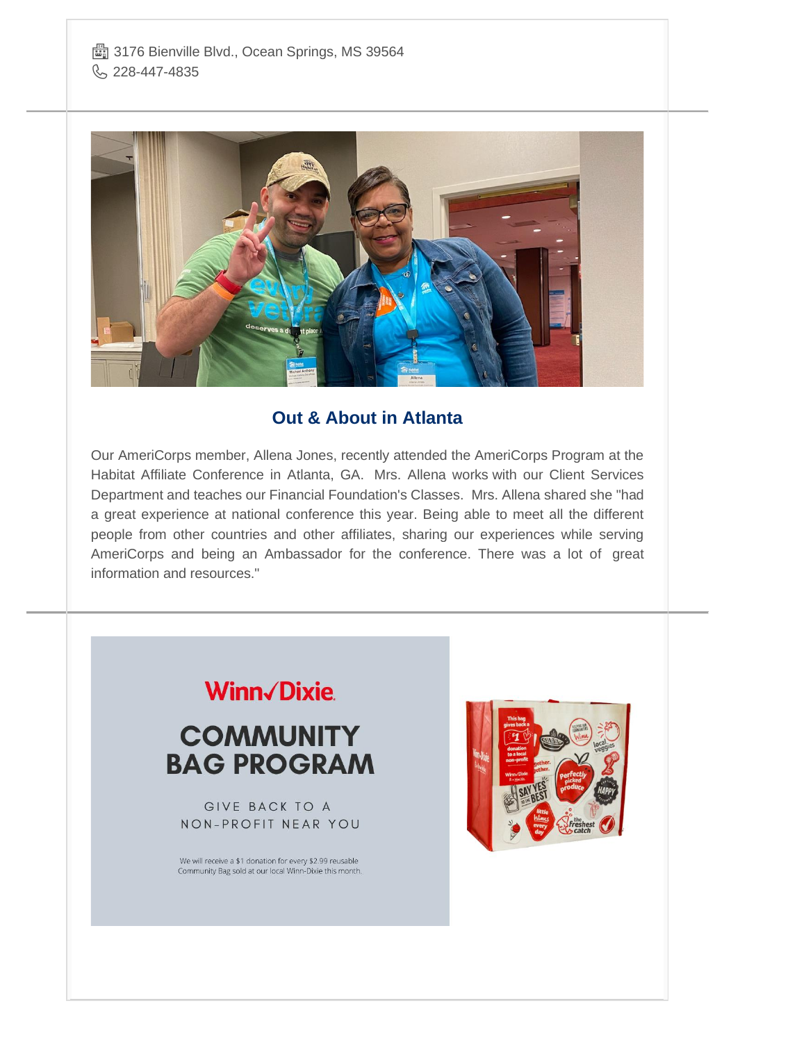3176 Bienville Blvd., Ocean Springs, MS 39564
228-447-4835

## Out & About in Atlanta

Our AmeriCorps member, Allena Jones, recently attended the AmeriCorps Program at the Habitat Affiliate Conference in Atlanta, GA. Mrs. Allena works with our Client Services Department and teaches our Financial Foundation's Classes. Mrs. Allena shared she "had a great experience at national conference this year. Being able to meet all the different people from other countries and other affiliates, sharing our experiences while serving AmeriCorps and being an Ambassador for the conference. There was a lot of great information and resources."

**Winn✓Dixie**

## COMMUNITY BAG PROGRAM

GIVE BACK TO A NON-PROFIT NEAR YOU

We will receive a $1 donation for every $2.99 reusable Community Bag sold at our local Winn-Dixie this month.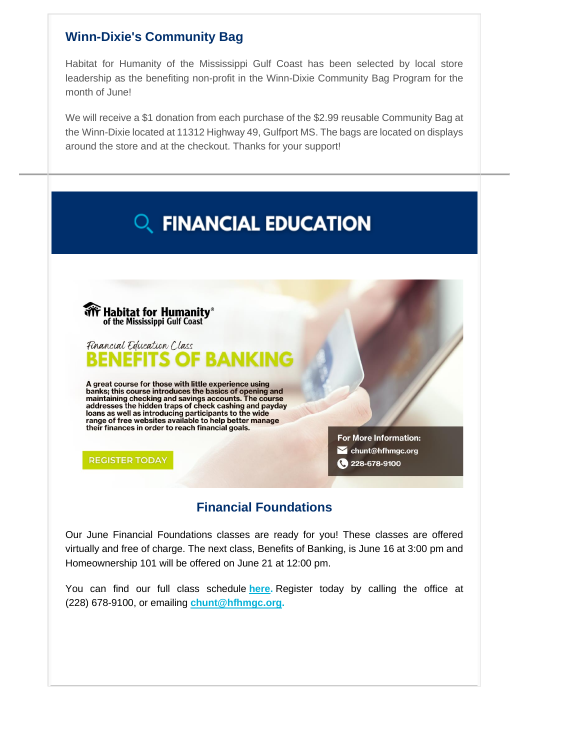## Winn-Dixie's Community Bag

Habitat for Humanity of the Mississippi Gulf Coast has been selected by local store leadership as the benefiting non-profit in the Winn-Dixie Community Bag Program for the month of June!

We will receive a $1 donation from each purchase of the $2.99 reusable Community Bag at the Winn-Dixie located at 11312 Highway 49, Gulfport MS. The bags are located on displays around the store and at the checkout. Thanks for your support!

---

# FINANCIAL EDUCATION

**Habitat for Humanity®**
**of the Mississippi Gulf Coast**

*Financial Education Class*

## BENEFITS OF BANKING

**A great course for those with little experience using banks; this course introduces the basics of opening and maintaining checking and savings accounts. The course addresses the hidden traps of check cashing and payday loans as well as introducing participants to the wide range of free websites available to help better manage their finances in order to reach financial goals.**

**REGISTER TODAY**

**For More Information:**
**chunt@hfhmgc.org**
**228-678-9100**

## Financial Foundations

Our June Financial Foundations classes are ready for you! These classes are offered virtually and free of charge. The next class, Benefits of Banking, is June 16 at 3:00 pm and Homeownership 101 will be offered on June 21 at 12:00 pm.

You can find our full class schedule **here**. Register today by calling the office at (228) 678-9100, or emailing **chunt@hfhmgc.org**.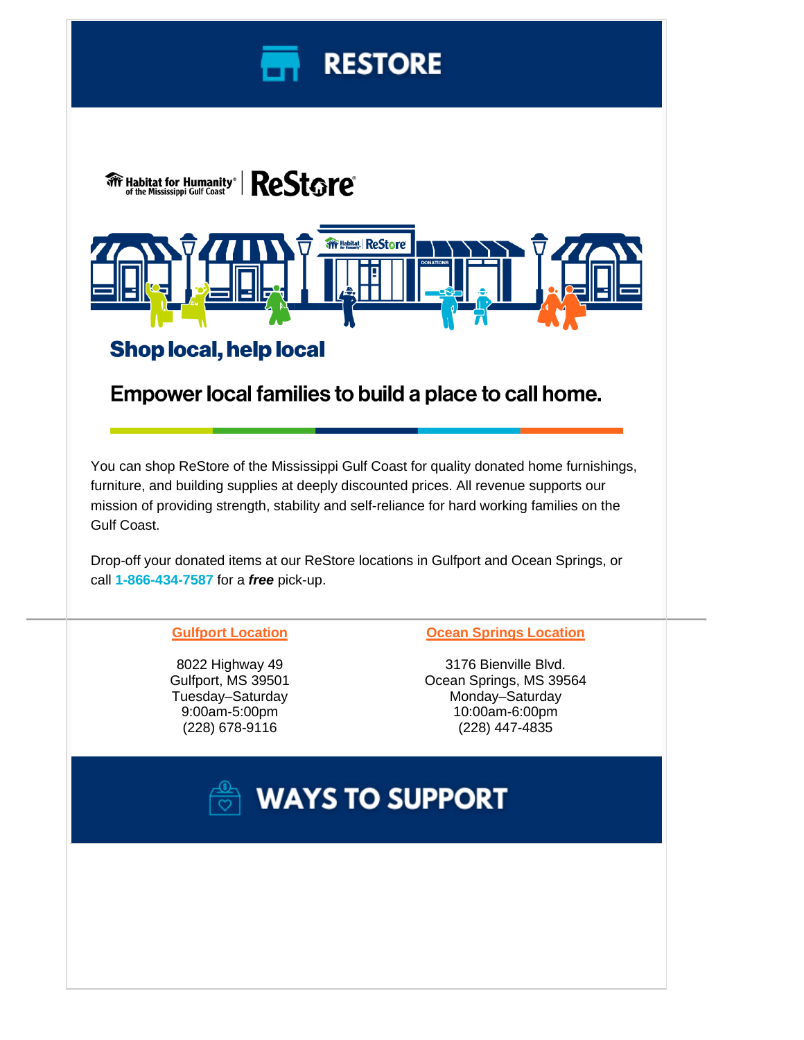# RESTORE

Habitat for Humanity of the Mississippi Gulf Coast | ReStore

## Shop local, help local

### Empower local families to build a place to call home.

You can shop ReStore of the Mississippi Gulf Coast for quality donated home furnishings, furniture, and building supplies at deeply discounted prices. All revenue supports our mission of providing strength, stability and self-reliance for hard working families on the Gulf Coast.

Drop-off your donated items at our ReStore locations in Gulfport and Ocean Springs, or call **1-866-434-7587** for a ***free*** pick-up.

**Gulfport Location**

8022 Highway 49
Gulfport, MS 39501
Tuesday–Saturday
9:00am-5:00pm
(228) 678-9116

**Ocean Springs Location**

3176 Bienville Blvd.
Ocean Springs, MS 39564
Monday–Saturday
10:00am-6:00pm
(228) 447-4835

# WAYS TO SUPPORT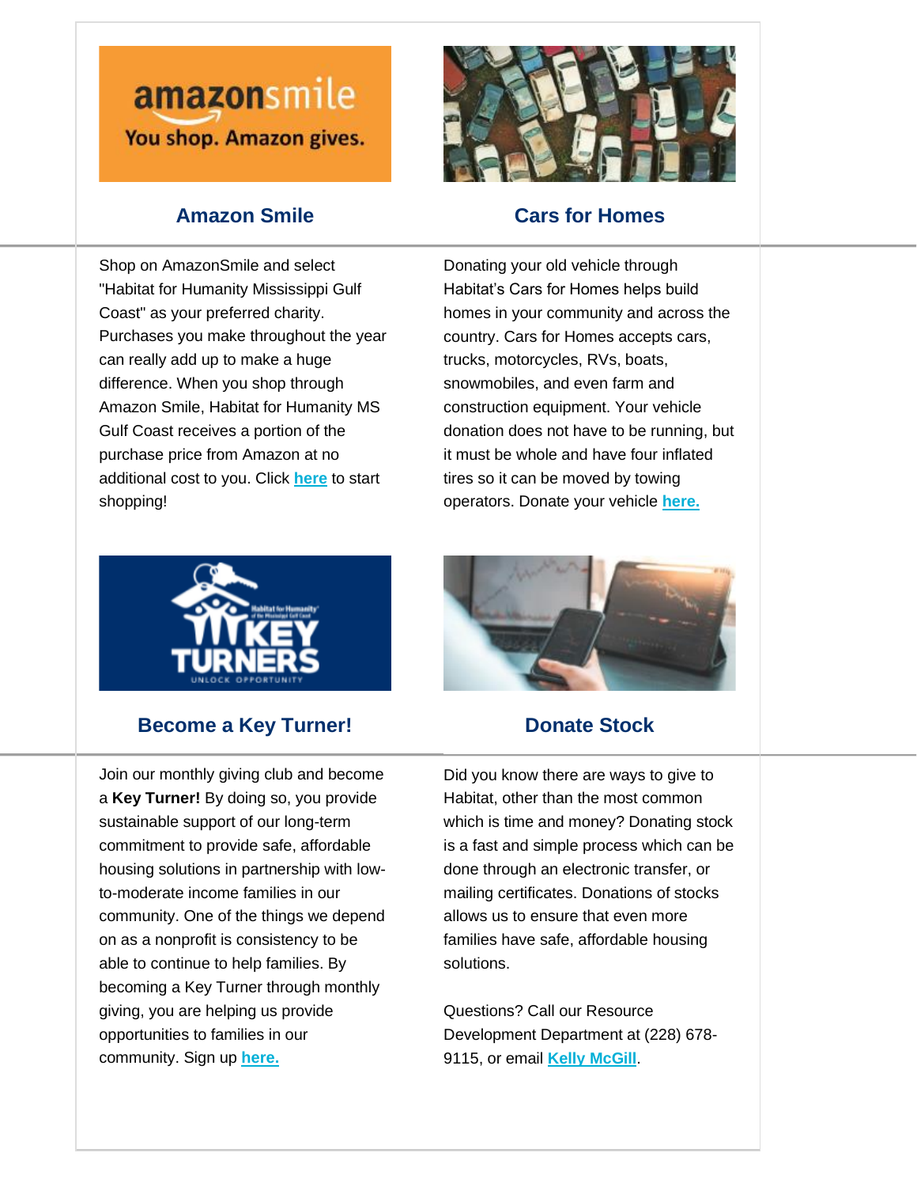## Amazon Smile

Shop on AmazonSmile and select "Habitat for Humanity Mississippi Gulf Coast" as your preferred charity. Purchases you make throughout the year can really add up to make a huge difference. When you shop through Amazon Smile, Habitat for Humanity MS Gulf Coast receives a portion of the purchase price from Amazon at no additional cost to you. Click **here** to start shopping!

## Cars for Homes

Donating your old vehicle through Habitat's Cars for Homes helps build homes in your community and across the country. Cars for Homes accepts cars, trucks, motorcycles, RVs, boats, snowmobiles, and even farm and construction equipment. Your vehicle donation does not have to be running, but it must be whole and have four inflated tires so it can be moved by towing operators. Donate your vehicle **here.**

## Become a Key Turner!

Join our monthly giving club and become a **Key Turner!** By doing so, you provide sustainable support of our long-term commitment to provide safe, affordable housing solutions in partnership with low-to-moderate income families in our community. One of the things we depend on as a nonprofit is consistency to be able to continue to help families. By becoming a Key Turner through monthly giving, you are helping us provide opportunities to families in our community. Sign up **here.**

## Donate Stock

Did you know there are ways to give to Habitat, other than the most common which is time and money? Donating stock is a fast and simple process which can be done through an electronic transfer, or mailing certificates. Donations of stocks allows us to ensure that even more families have safe, affordable housing solutions.

Questions? Call our Resource Development Department at (228) 678-9115, or email **Kelly McGill**.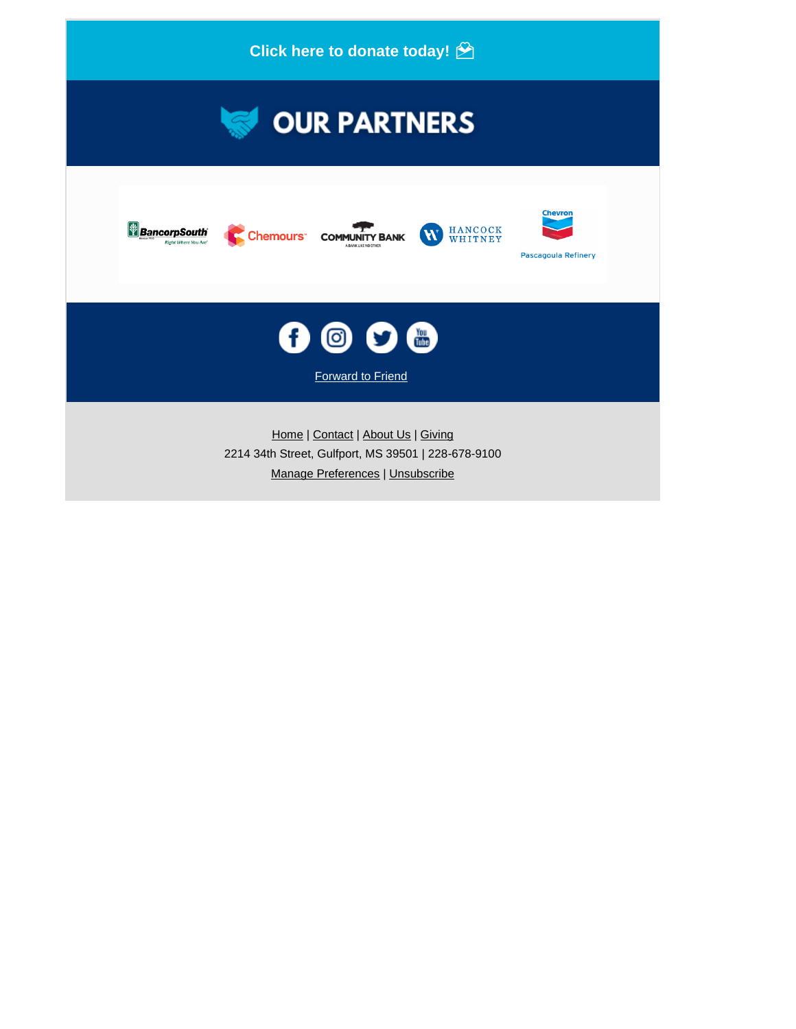**Click here to donate today!**

# OUR PARTNERS

BancorpSouth — Right Where You Are

Chemours

Community Bank — A Bank Like No Other

Hancock Whitney

Chevron — Pascagoula Refinery

Forward to Friend

Home | Contact | About Us | Giving

2214 34th Street, Gulfport, MS 39501 | 228-678-9100

Manage Preferences | Unsubscribe